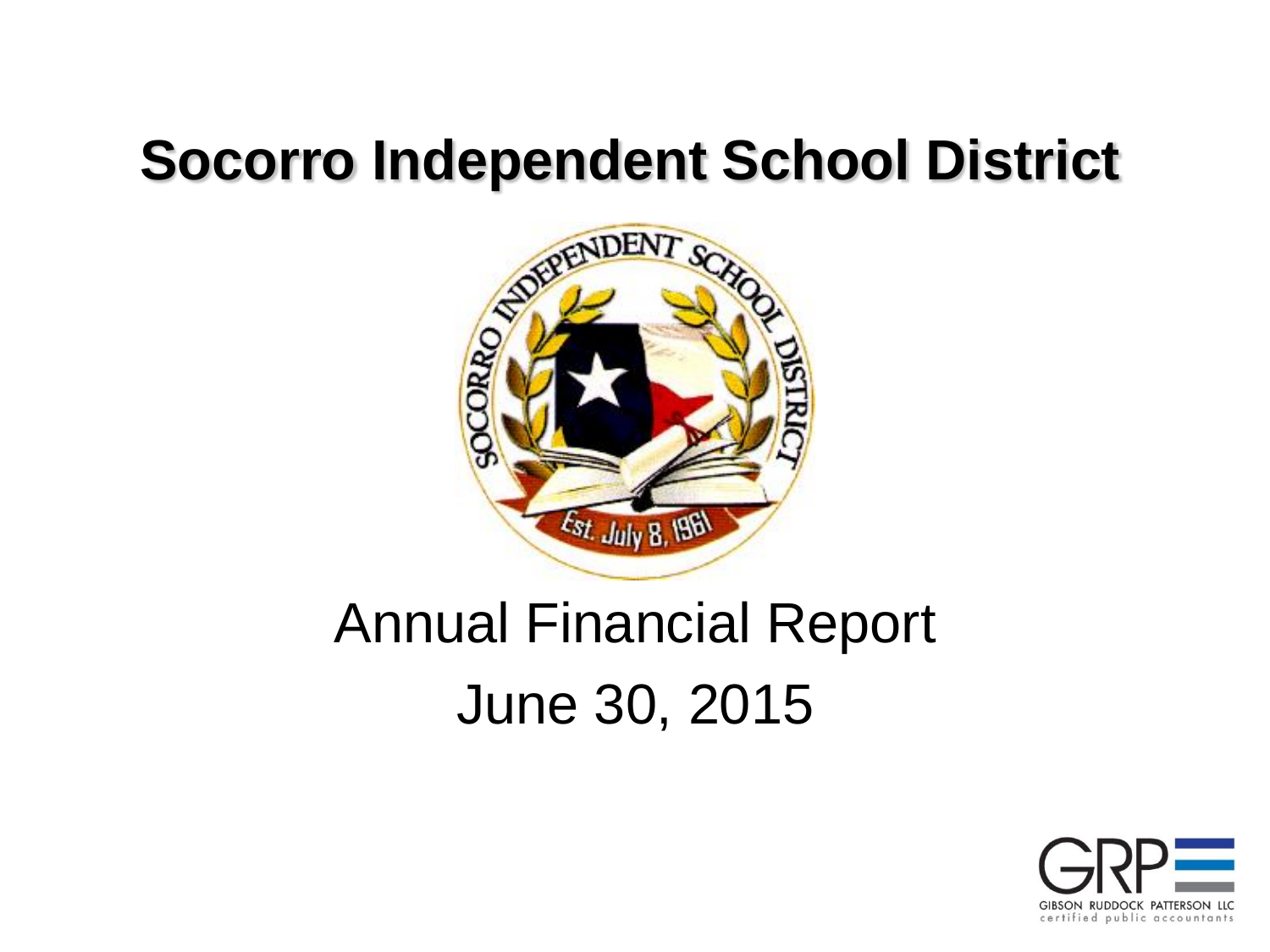# Socorro Independent School District

Annual Financial Report

June 30, 2015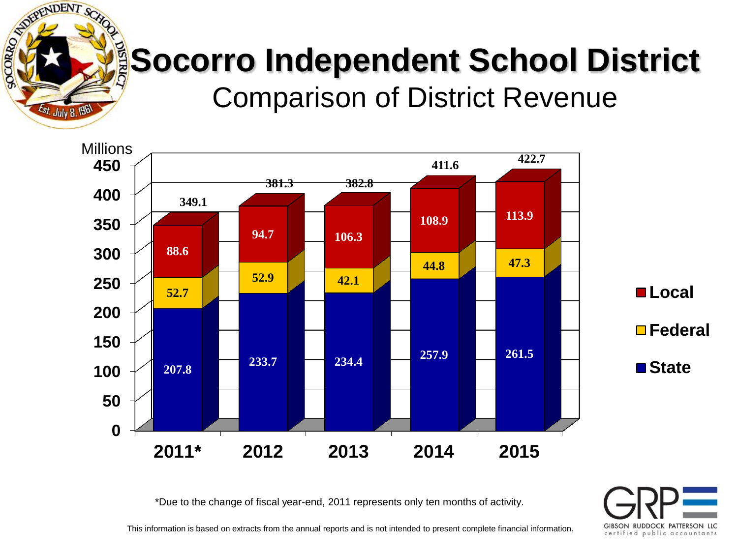# Socorro Independent School District

## Comparison of District Revenue

Millions

| Year | State | Federal | Local | Total |
|---|---|---|---|---|
| 2011* | 207.8 | 52.7 | 88.6 | 349.1 |
| 2012 | 233.7 | 52.9 | 94.7 | 381.3 |
| 2013 | 234.4 | 42.1 | 106.3 | 382.8 |
| 2014 | 257.9 | 44.8 | 108.9 | 411.6 |
| 2015 | 261.5 | 47.3 | 113.9 | 422.7 |

*Due to the change of fiscal year-end, 2011 represents only ten months of activity.

This information is based on extracts from the annual reports and is not intended to present complete financial information.

GRP
GIBSON RUDDOCK PATTERSON LLC
certified public accountants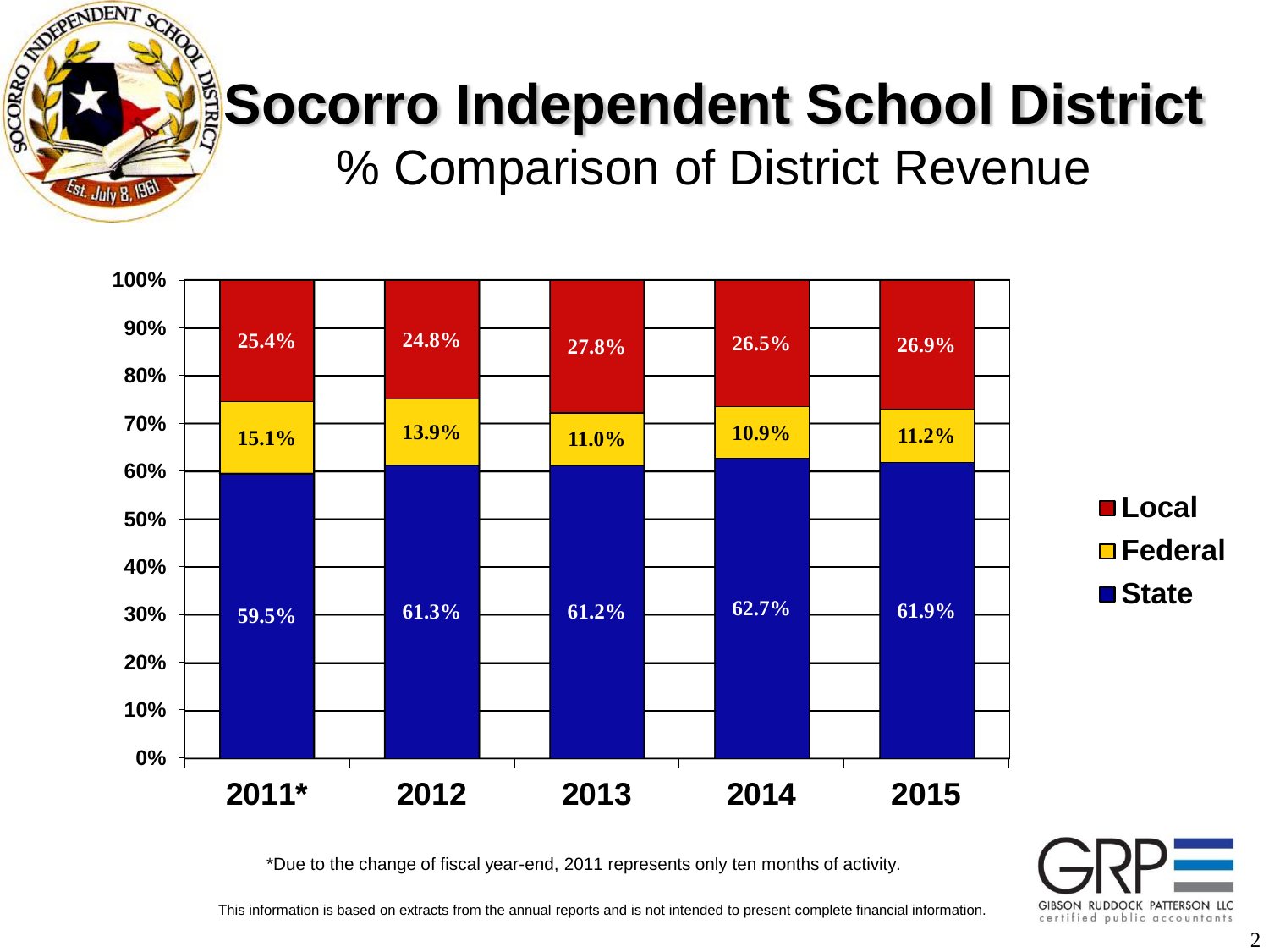# Socorro Independent School District

## % Comparison of District Revenue

| | 2011* | 2012 | 2013 | 2014 | 2015 |
|---|---|---|---|---|---|
| Local | 25.4% | 24.8% | 27.8% | 26.5% | 26.9% |
| Federal | 15.1% | 13.9% | 11.0% | 10.9% | 11.2% |
| State | 59.5% | 61.3% | 61.2% | 62.7% | 61.9% |

*Due to the change of fiscal year-end, 2011 represents only ten months of activity.

This information is based on extracts from the annual reports and is not intended to present complete financial information.

GRP
GIBSON RUDDOCK PATTERSON LLC
certified public accountants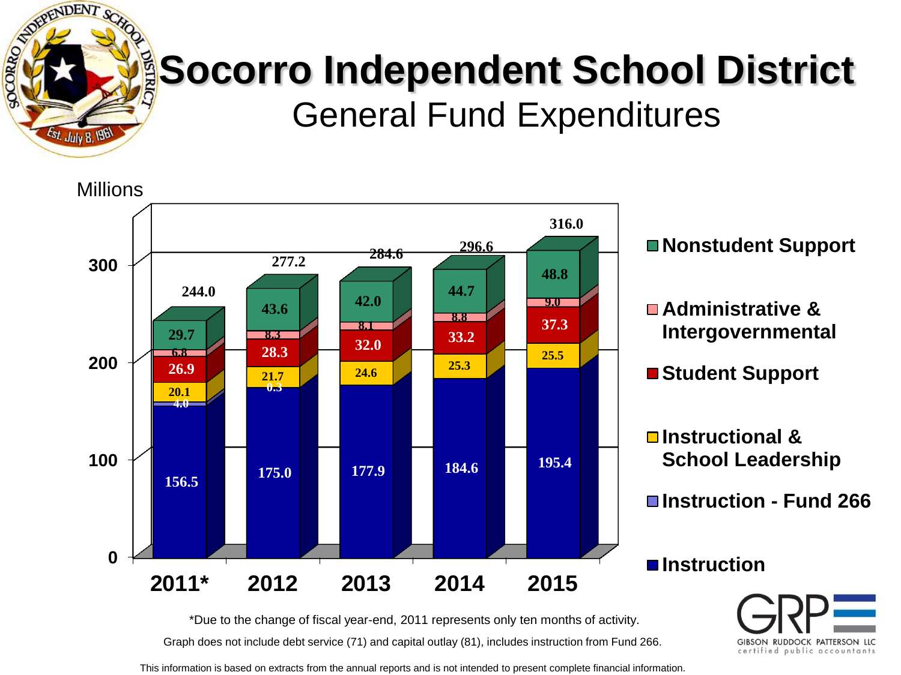# Socorro Independent School District

## General Fund Expenditures

Millions

| | 2011* | 2012 | 2013 | 2014 | 2015 |
|---|---|---|---|---|---|
| Nonstudent Support | 29.7 | 43.6 | 42.0 | 44.7 | 48.8 |
| Administrative & Intergovernmental | 6.8 | 8.3 | 8.1 | 8.8 | 9.0 |
| Student Support | 26.9 | 28.3 | 32.0 | 33.2 | 37.3 |
| Instructional & School Leadership | 20.1 | 21.7 | 24.6 | 25.3 | 25.5 |
| Instruction - Fund 266 | 4.0 | 0.3 | | | |
| Instruction | 156.5 | 175.0 | 177.9 | 184.6 | 195.4 |
| Total | 244.0 | 277.2 | 284.6 | 296.6 | 316.0 |

*Due to the change of fiscal year-end, 2011 represents only ten months of activity.

Graph does not include debt service (71) and capital outlay (81), includes instruction from Fund 266.

This information is based on extracts from the annual reports and is not intended to present complete financial information.

GIBSON RUDDOCK PATTERSON LLC certified public accountants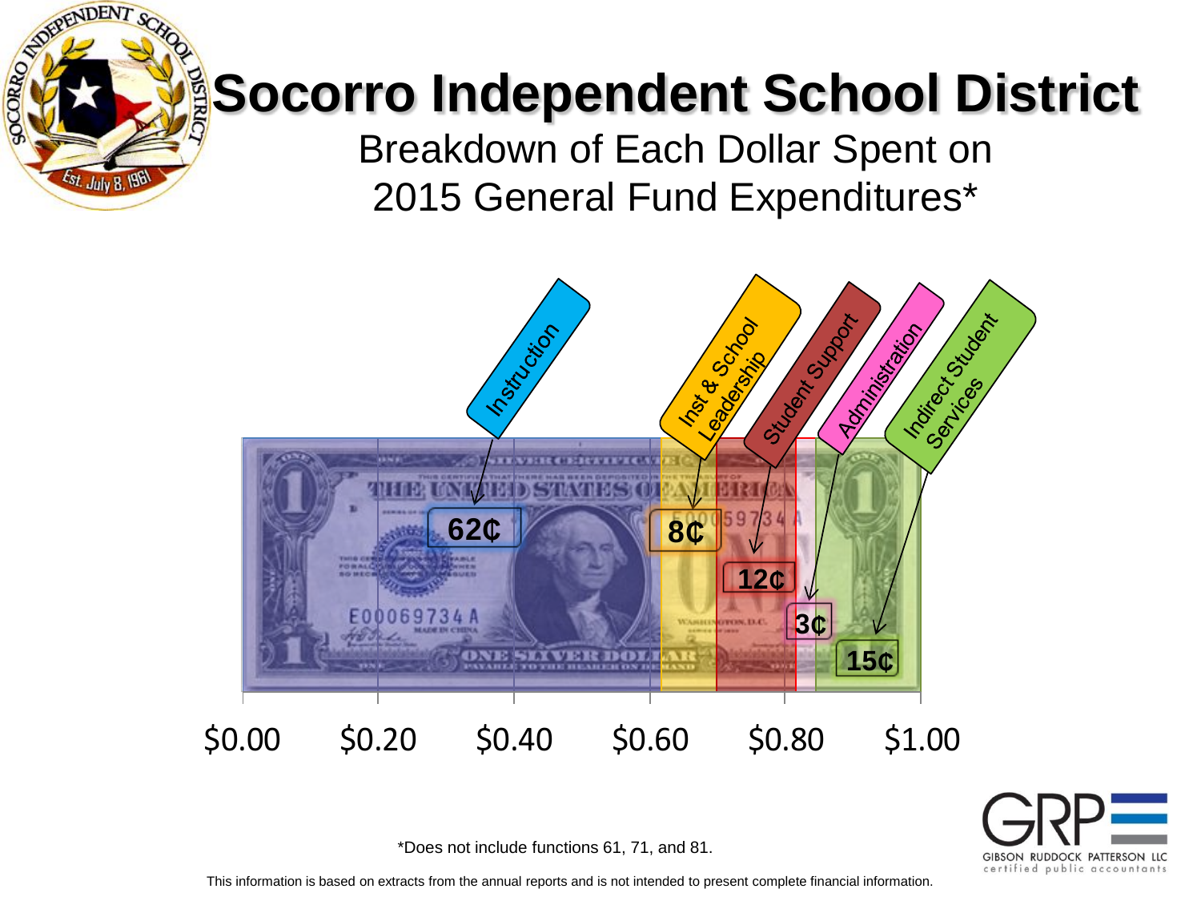# Socorro Independent School District

## Breakdown of Each Dollar Spent on 2015 General Fund Expenditures*

| Category | Amount |
|---|---|
| Instruction | 62¢ |
| Inst & School Leadership | 8¢ |
| Student Support | 12¢ |
| Administration | 3¢ |
| Indirect Student Services | 15¢ |

$0.00 $0.20 $0.40 $0.60 $0.80 $1.00

*Does not include functions 61, 71, and 81.

GIBSON RUDDOCK PATTERSON LLC certified public accountants

This information is based on extracts from the annual reports and is not intended to present complete financial information.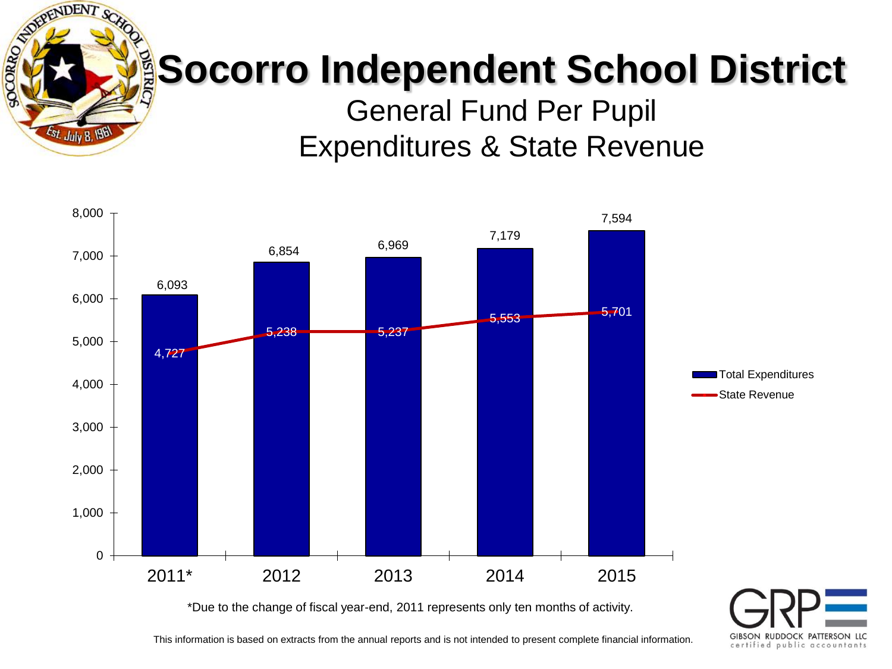# Socorro Independent School District

## General Fund Per Pupil Expenditures & State Revenue

| Year | Total Expenditures | State Revenue |
|---|---|---|
| 2011* | 6,093 | 4,727 |
| 2012 | 6,854 | 5,238 |
| 2013 | 6,969 | 5,237 |
| 2014 | 7,179 | 5,553 |
| 2015 | 7,594 | 5,701 |

*Due to the change of fiscal year-end, 2011 represents only ten months of activity.

This information is based on extracts from the annual reports and is not intended to present complete financial information.

GRP
GIBSON RUDDOCK PATTERSON LLC
certified public accountants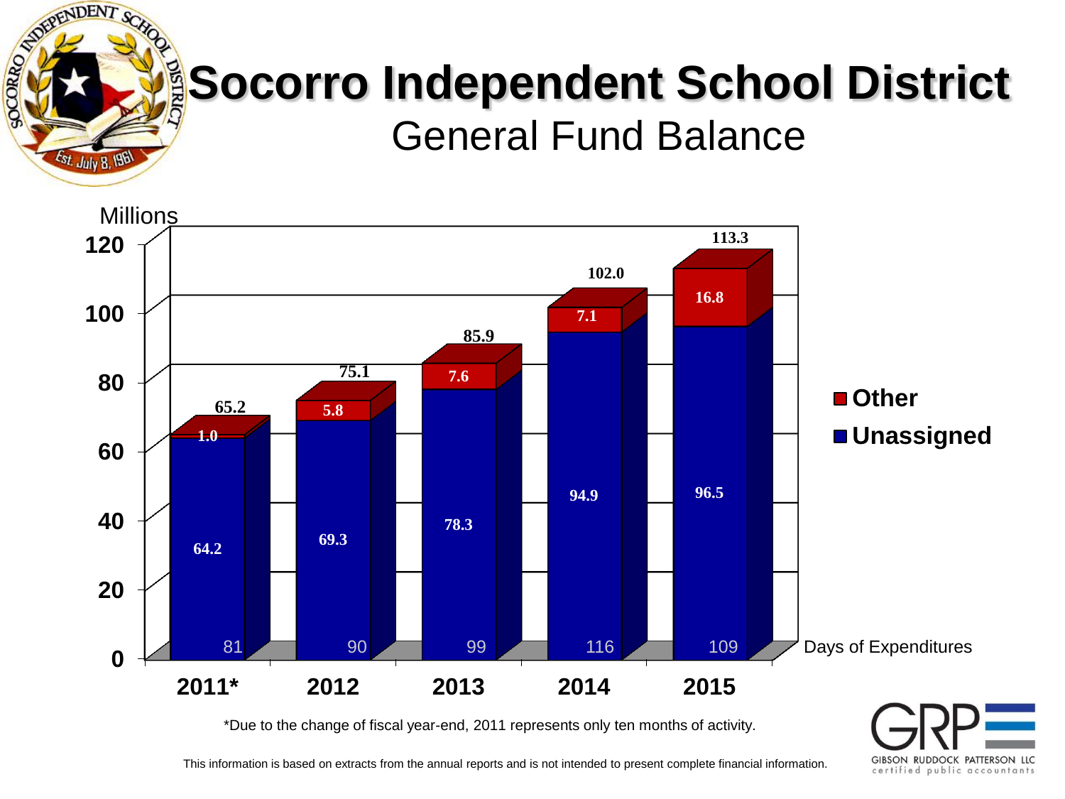# Socorro Independent School District

## General Fund Balance

Millions

| Year | Unassigned | Other | Total | Days of Expenditures |
|---|---|---|---|---|
| 2011* | 64.2 | 1.0 | 65.2 | 81 |
| 2012 | 69.3 | 5.8 | 75.1 | 90 |
| 2013 | 78.3 | 7.6 | 85.9 | 99 |
| 2014 | 94.9 | 7.1 | 102.0 | 116 |
| 2015 | 96.5 | 16.8 | 113.3 | 109 |

*Due to the change of fiscal year-end, 2011 represents only ten months of activity.

This information is based on extracts from the annual reports and is not intended to present complete financial information.

GIBSON RUDDOCK PATTERSON LLC
certified public accountants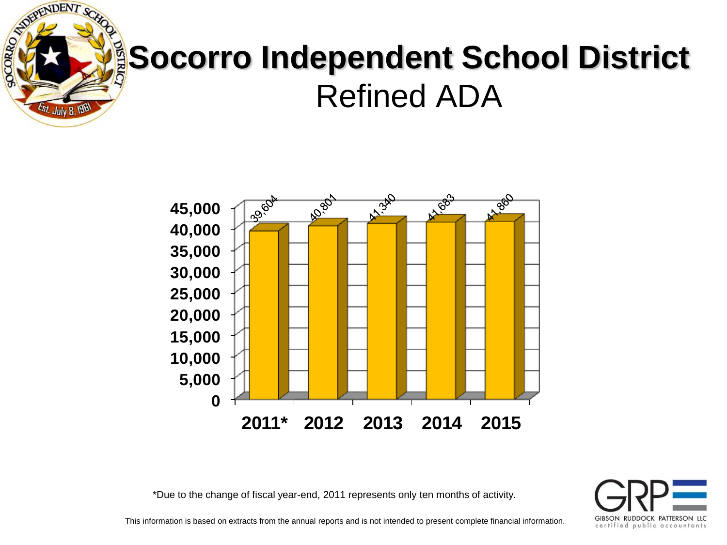# Socorro Independent School District

## Refined ADA

| Year | Refined ADA |
| --- | --- |
| 2011* | 39,604 |
| 2012 | 40,801 |
| 2013 | 41,340 |
| 2014 | 41,683 |
| 2015 | 41,860 |

*Due to the change of fiscal year-end, 2011 represents only ten months of activity.

This information is based on extracts from the annual reports and is not intended to present complete financial information.

GIBSON RUDDOCK PATTERSON LLC
certified public accountants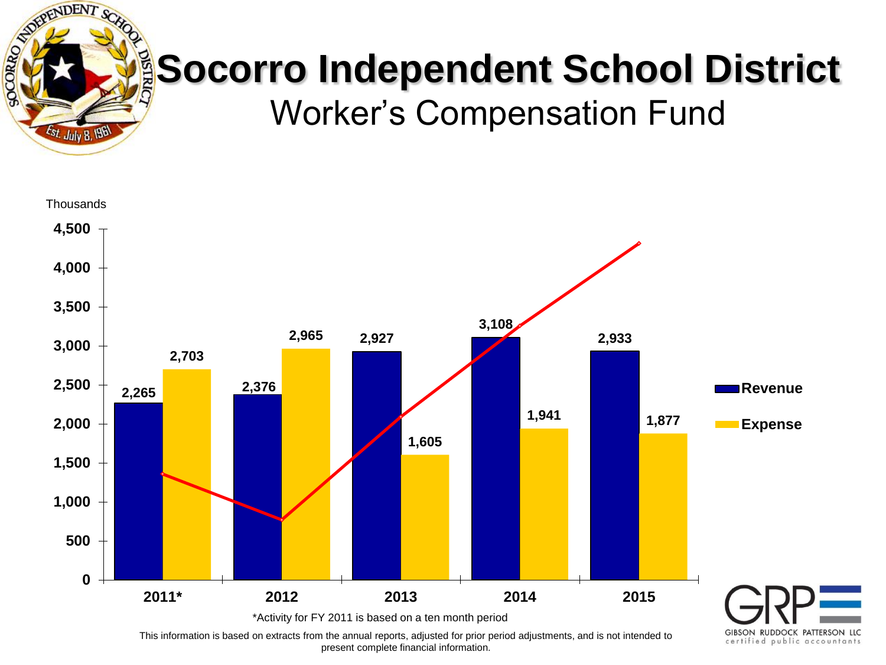# Socorro Independent School District

## Worker's Compensation Fund

Thousands

| Year | Revenue | Expense |
|---|---|---|
| 2011* | 2,265 | 2,703 |
| 2012 | 2,376 | 2,965 |
| 2013 | 2,927 | 1,605 |
| 2014 | 3,108 | 1,941 |
| 2015 | 2,933 | 1,877 |

*Activity for FY 2011 is based on a ten month period

This information is based on extracts from the annual reports, adjusted for prior period adjustments, and is not intended to present complete financial information.

GIBSON RUDDOCK PATTERSON LLC
certified public accountants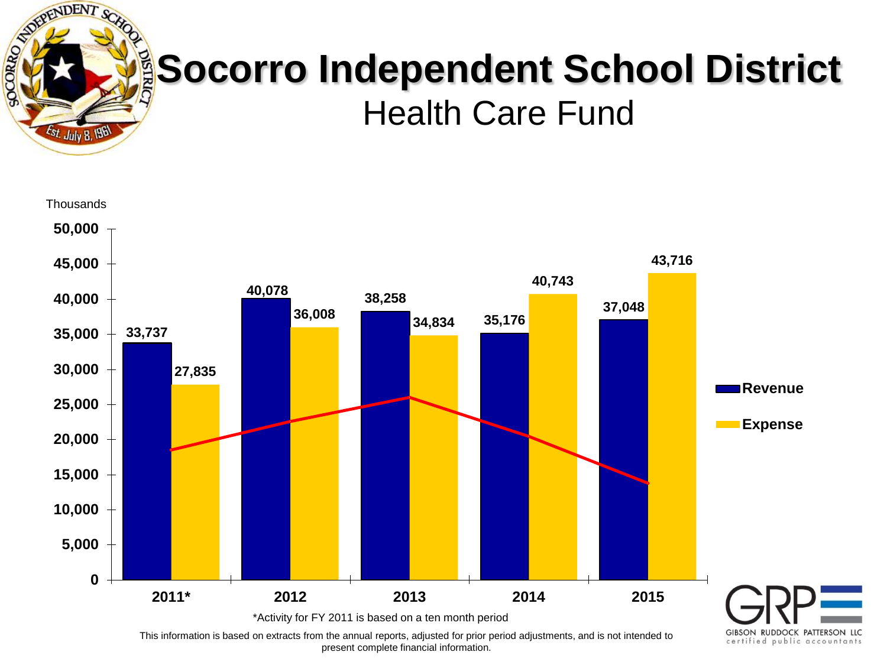# Socorro Independent School District

## Health Care Fund

Thousands

50,000
45,000
40,000
35,000
30,000
25,000
20,000
15,000
10,000
5,000
0

2011*: 33,737 / 27,835
2012: 40,078 / 36,008
2013: 38,258 / 34,834
2014: 35,176 / 40,743
2015: 37,048 / 43,716

Revenue
Expense

*Activity for FY 2011 is based on a ten month period

This information is based on extracts from the annual reports, adjusted for prior period adjustments, and is not intended to present complete financial information.

GRP
GIBSON RUDDOCK PATTERSON LLC
certified public accountants